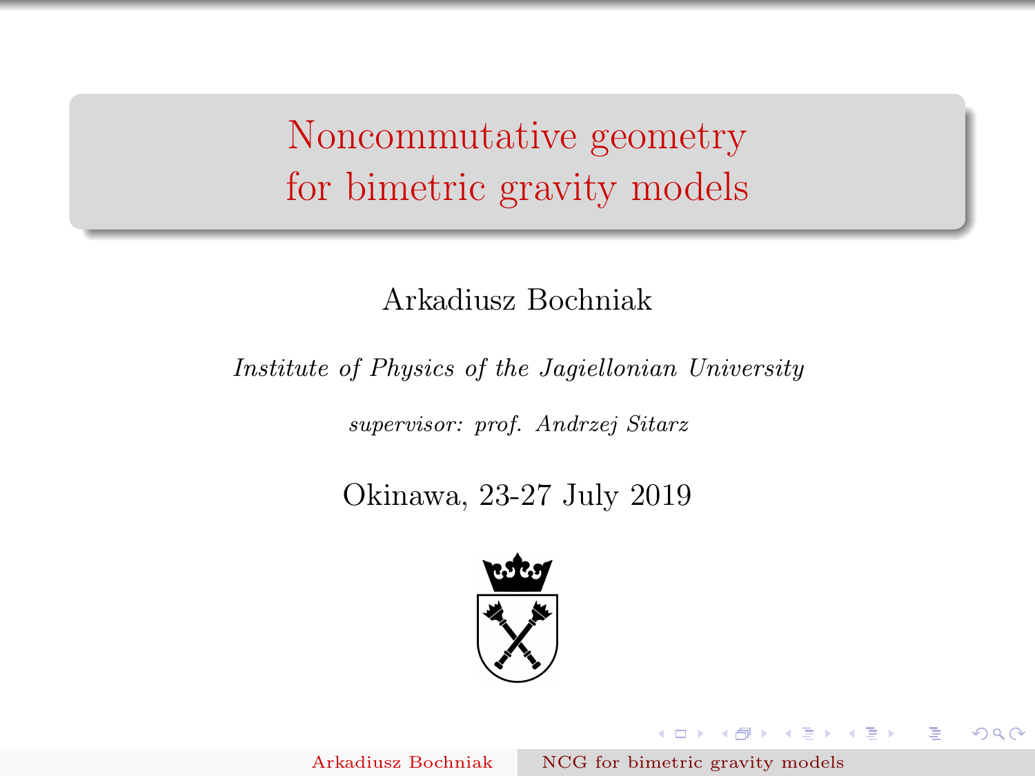# Noncommutative geometry for bimetric gravity models

Arkadiusz Bochniak

*Institute of Physics of the Jagiellonian University*

*supervisor: prof. Andrzej Sitarz*

Okinawa, 23-27 July 2019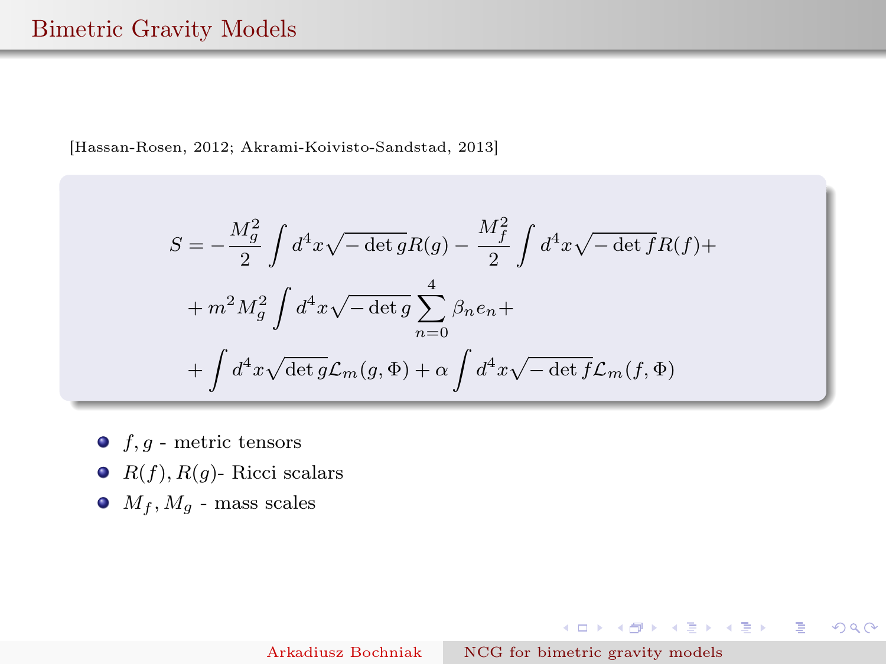# Bimetric Gravity Models

[Hassan-Rosen, 2012; Akrami-Koivisto-Sandstad, 2013]

$$
\begin{aligned}
S = &-\frac{M_g^2}{2}\int d^4x\sqrt{-\det g}R(g) - \frac{M_f^2}{2}\int d^4x\sqrt{-\det f}R(f) + \\
&+ m^2 M_g^2 \int d^4x\sqrt{-\det g}\sum_{n=0}^{4}\beta_n e_n + \\
&+ \int d^4x\sqrt{\det g}\mathcal{L}_m(g,\Phi) + \alpha\int d^4x\sqrt{-\det f}\mathcal{L}_m(f,\Phi)
\end{aligned}
$$

- $f, g$ - metric tensors
- $R(f), R(g)$- Ricci scalars
- $M_f, M_g$ - mass scales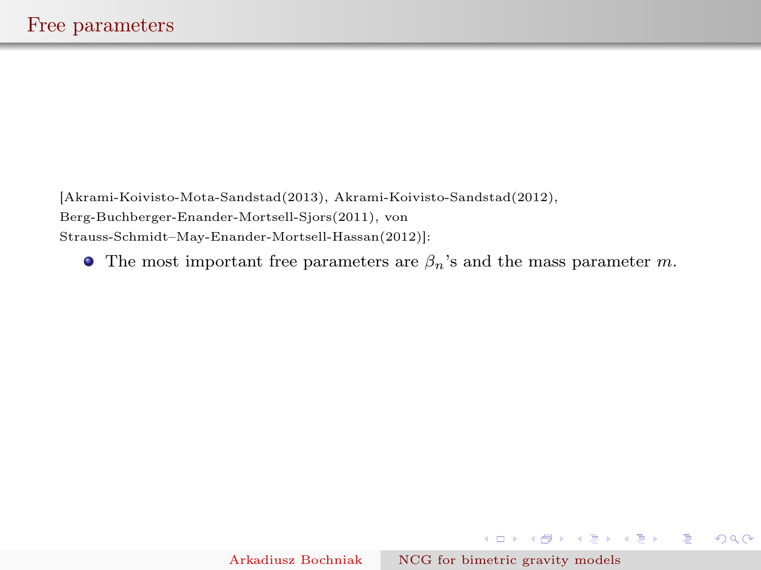# Free parameters

[Akrami-Koivisto-Mota-Sandstad(2013), Akrami-Koivisto-Sandstad(2012), Berg-Buchberger-Enander-Mortsell-Sjors(2011), von Strauss-Schmidt–May-Enander-Mortsell-Hassan(2012)]:

- The most important free parameters are $\beta_n$'s and the mass parameter $m$.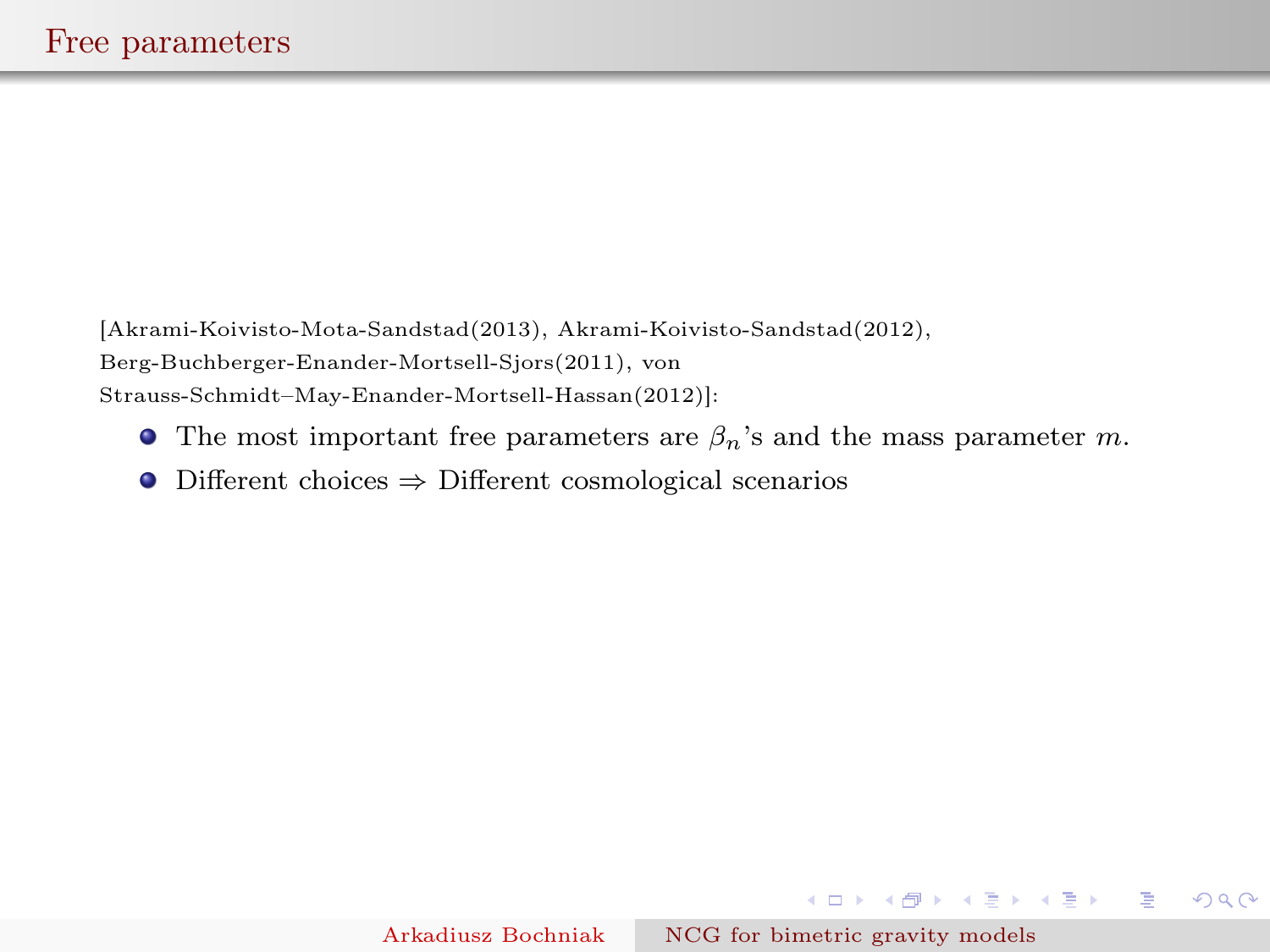## Free parameters

[Akrami-Koivisto-Mota-Sandstad(2013), Akrami-Koivisto-Sandstad(2012), Berg-Buchberger-Enander-Mortsell-Sjors(2011), von Strauss-Schmidt–May-Enander-Mortsell-Hassan(2012)]:

- The most important free parameters are $\beta_n$'s and the mass parameter $m$.
- Different choices $\Rightarrow$ Different cosmological scenarios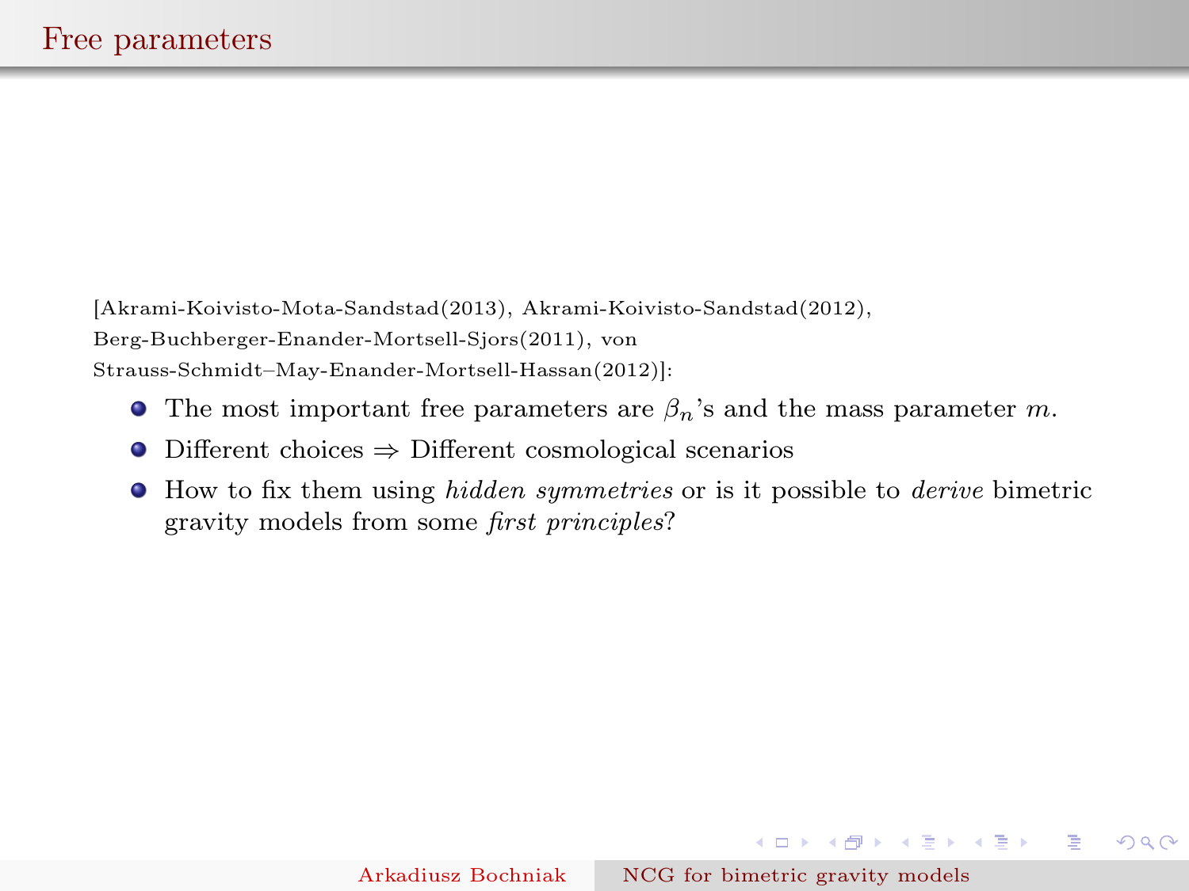# Free parameters

[Akrami-Koivisto-Mota-Sandstad(2013), Akrami-Koivisto-Sandstad(2012), Berg-Buchberger-Enander-Mortsell-Sjors(2011), von Strauss-Schmidt–May-Enander-Mortsell-Hassan(2012)]:

- The most important free parameters are $\beta_n$'s and the mass parameter $m$.
- Different choices $\Rightarrow$ Different cosmological scenarios
- How to fix them using *hidden symmetries* or is it possible to *derive* bimetric gravity models from some *first principles*?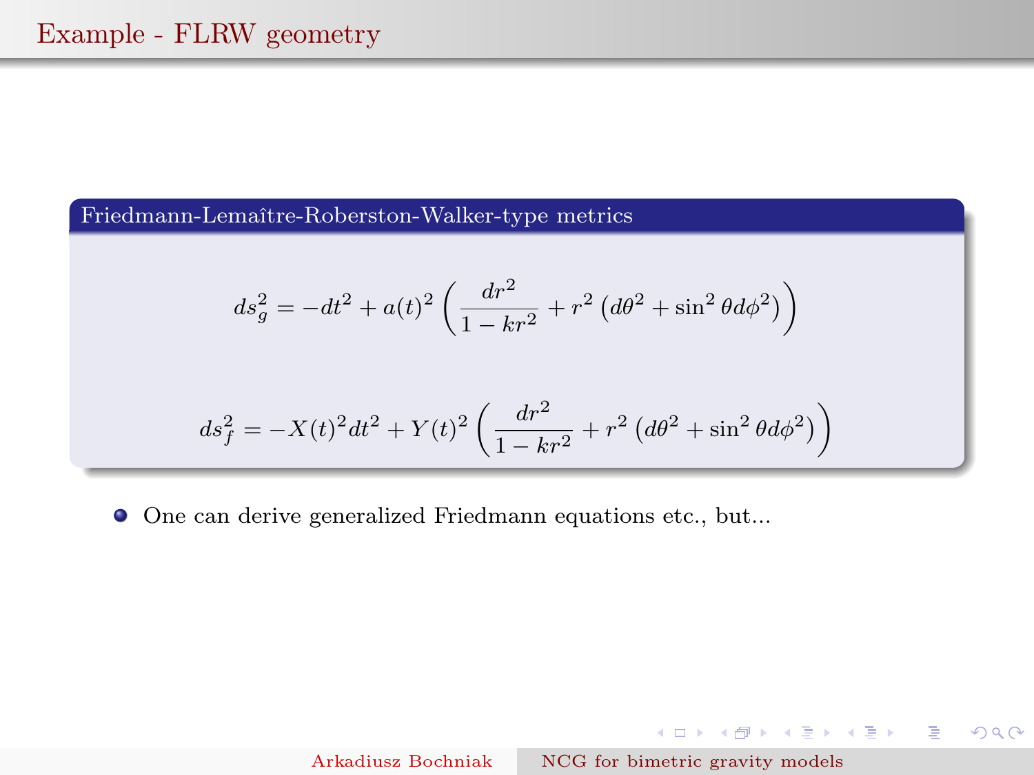# Example - FLRW geometry

**Friedmann-Lemaître-Roberston-Walker-type metrics**

$$ds_g^2 = -dt^2 + a(t)^2 \left( \frac{dr^2}{1 - kr^2} + r^2 \left( d\theta^2 + \sin^2 \theta d\phi^2 \right) \right)$$

$$ds_f^2 = -X(t)^2 dt^2 + Y(t)^2 \left( \frac{dr^2}{1 - kr^2} + r^2 \left( d\theta^2 + \sin^2 \theta d\phi^2 \right) \right)$$

- One can derive generalized Friedmann equations etc., but...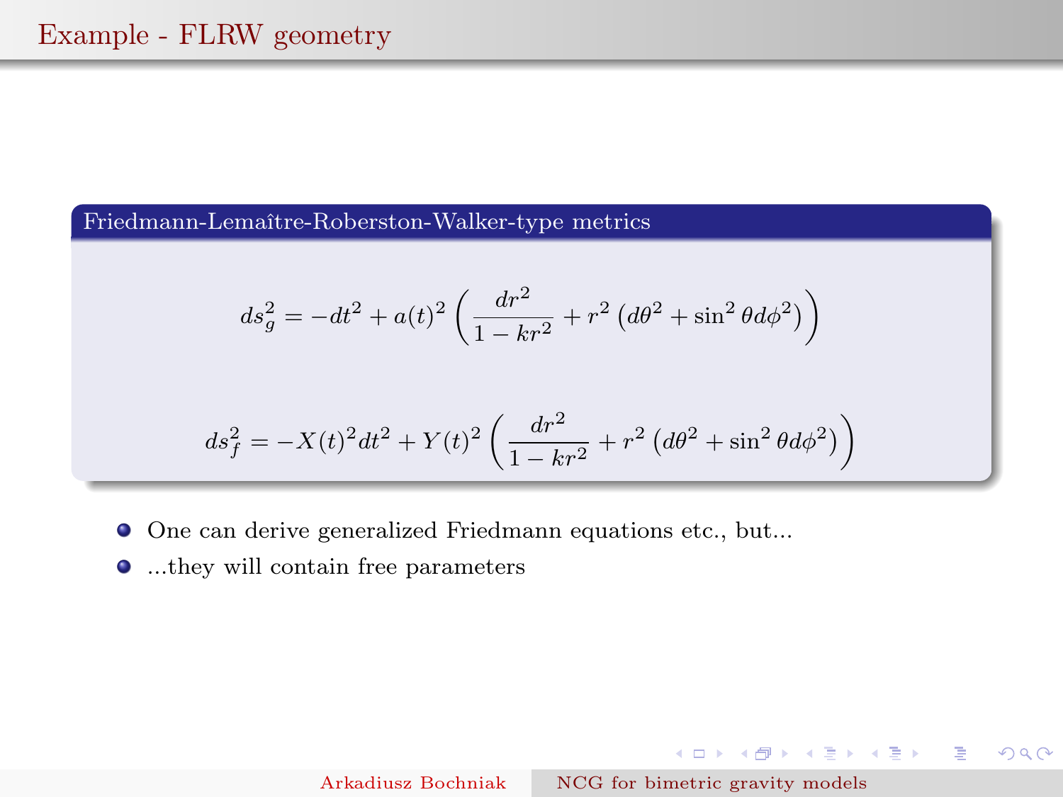# Example - FLRW geometry

**Friedmann-Lemaître-Roberston-Walker-type metrics**

$$ds_g^2 = -dt^2 + a(t)^2 \left( \frac{dr^2}{1 - kr^2} + r^2 \left( d\theta^2 + \sin^2\theta d\phi^2 \right) \right)$$

$$ds_f^2 = -X(t)^2 dt^2 + Y(t)^2 \left( \frac{dr^2}{1 - kr^2} + r^2 \left( d\theta^2 + \sin^2\theta d\phi^2 \right) \right)$$

- One can derive generalized Friedmann equations etc., but...
- ...they will contain free parameters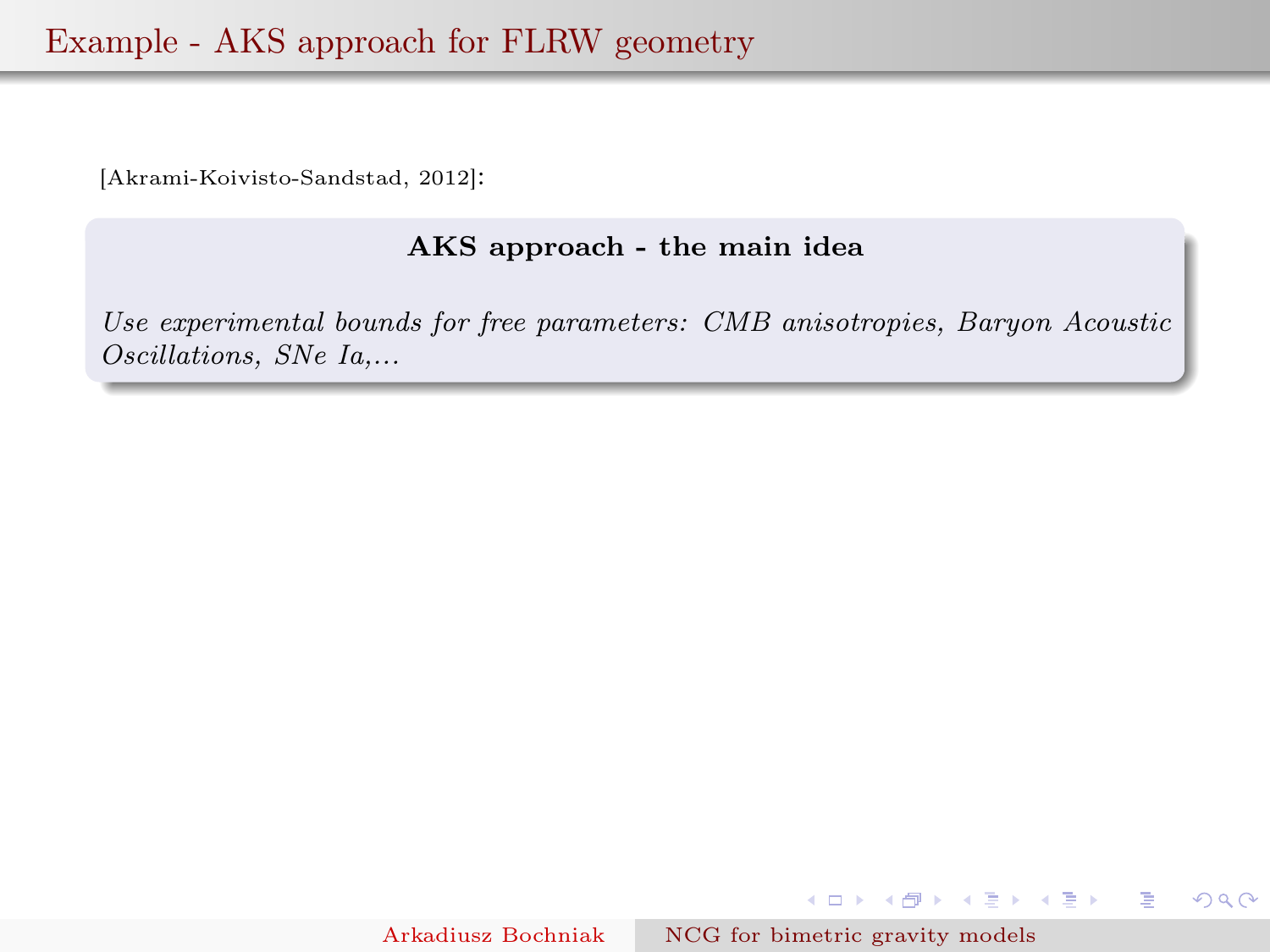# Example - AKS approach for FLRW geometry

[Akrami-Koivisto-Sandstad, 2012]:

**AKS approach - the main idea**

*Use experimental bounds for free parameters: CMB anisotropies, Baryon Acoustic Oscillations, SNe Ia,...*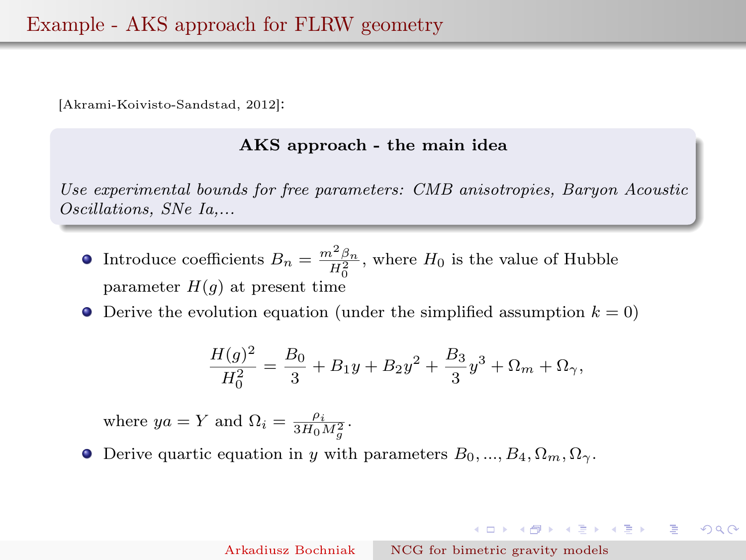# Example - AKS approach for FLRW geometry

[Akrami-Koivisto-Sandstad, 2012]:

**AKS approach - the main idea**

*Use experimental bounds for free parameters: CMB anisotropies, Baryon Acoustic Oscillations, SNe Ia,...*

- Introduce coefficients $B_n = \frac{m^2 \beta_n}{H_0^2}$, where $H_0$ is the value of Hubble parameter $H(g)$ at present time
- Derive the evolution equation (under the simplified assumption $k = 0$)

$$\frac{H(g)^2}{H_0^2} = \frac{B_0}{3} + B_1 y + B_2 y^2 + \frac{B_3}{3} y^3 + \Omega_m + \Omega_\gamma,$$

where $ya = Y$ and $\Omega_i = \frac{\rho_i}{3 H_0 M_g^2}$.

- Derive quartic equation in $y$ with parameters $B_0, ..., B_4, \Omega_m, \Omega_\gamma$.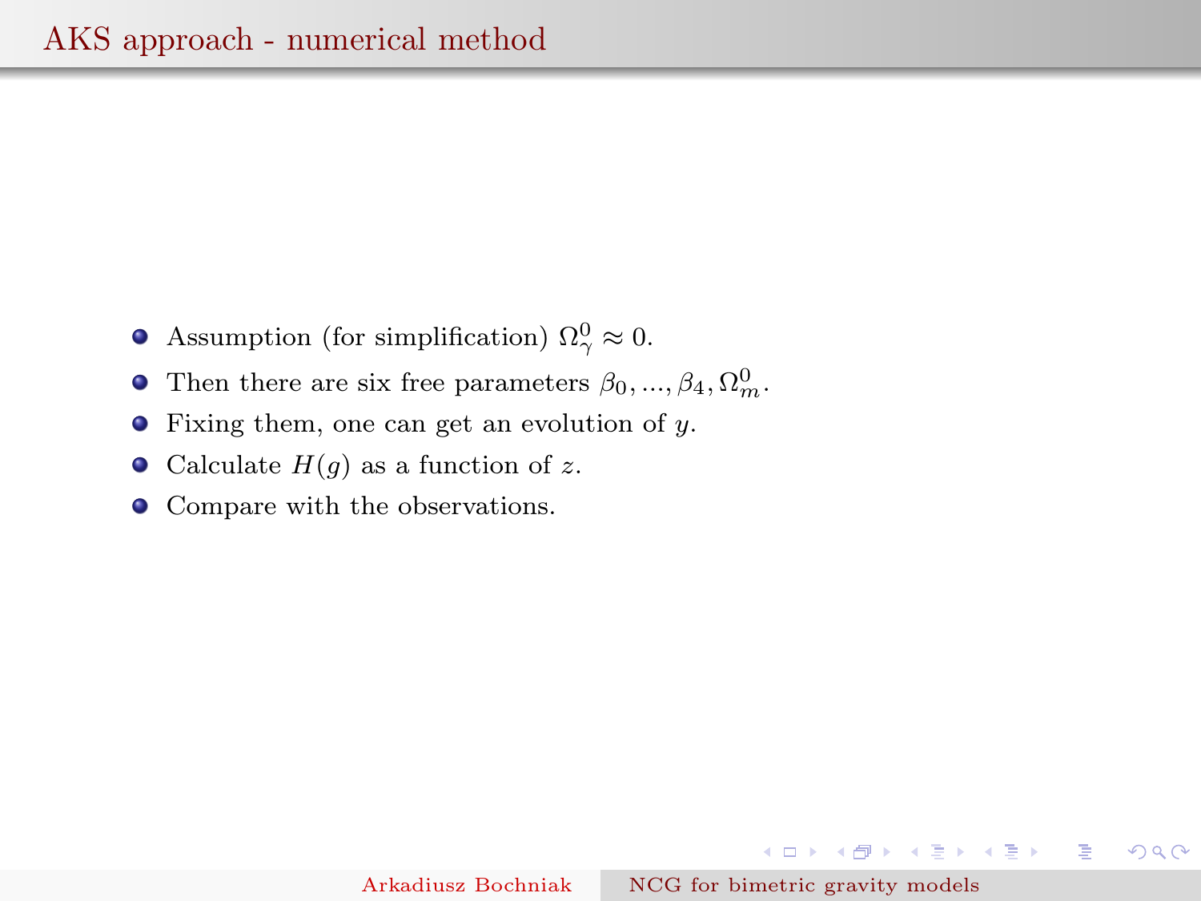# AKS approach - numerical method

- Assumption (for simplification) $\Omega_\gamma^0 \approx 0$.
- Then there are six free parameters $\beta_0, ..., \beta_4, \Omega_m^0$.
- Fixing them, one can get an evolution of $y$.
- Calculate $H(g)$ as a function of $z$.
- Compare with the observations.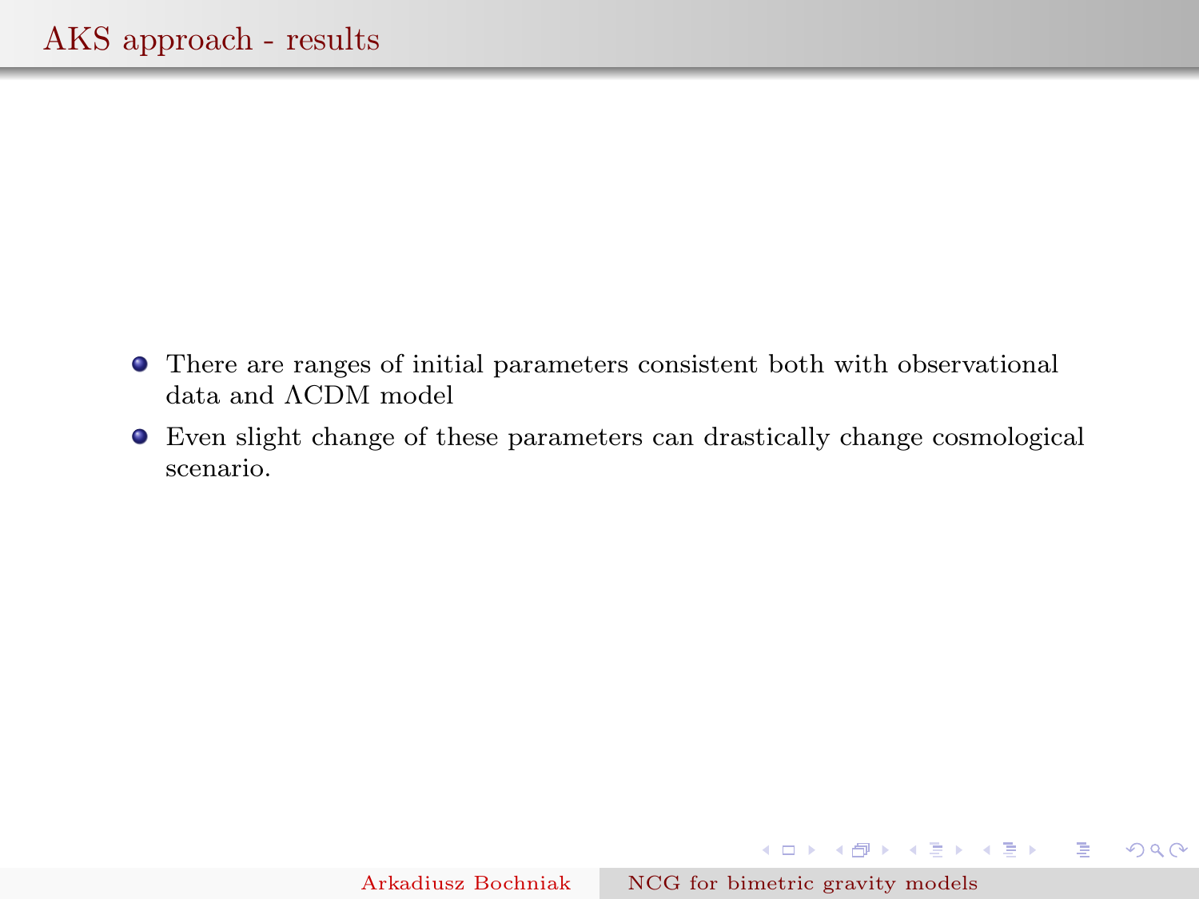## AKS approach - results

- There are ranges of initial parameters consistent both with observational data and $\Lambda$CDM model
- Even slight change of these parameters can drastically change cosmological scenario.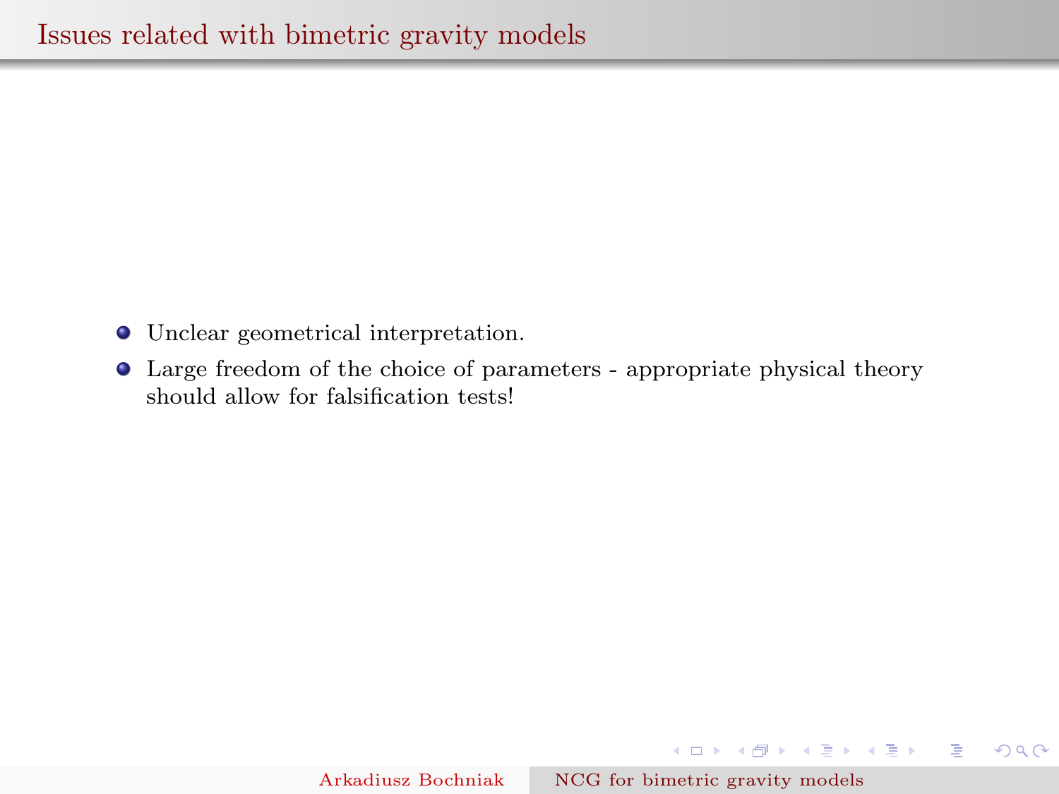# Issues related with bimetric gravity models

- Unclear geometrical interpretation.
- Large freedom of the choice of parameters - appropriate physical theory should allow for falsification tests!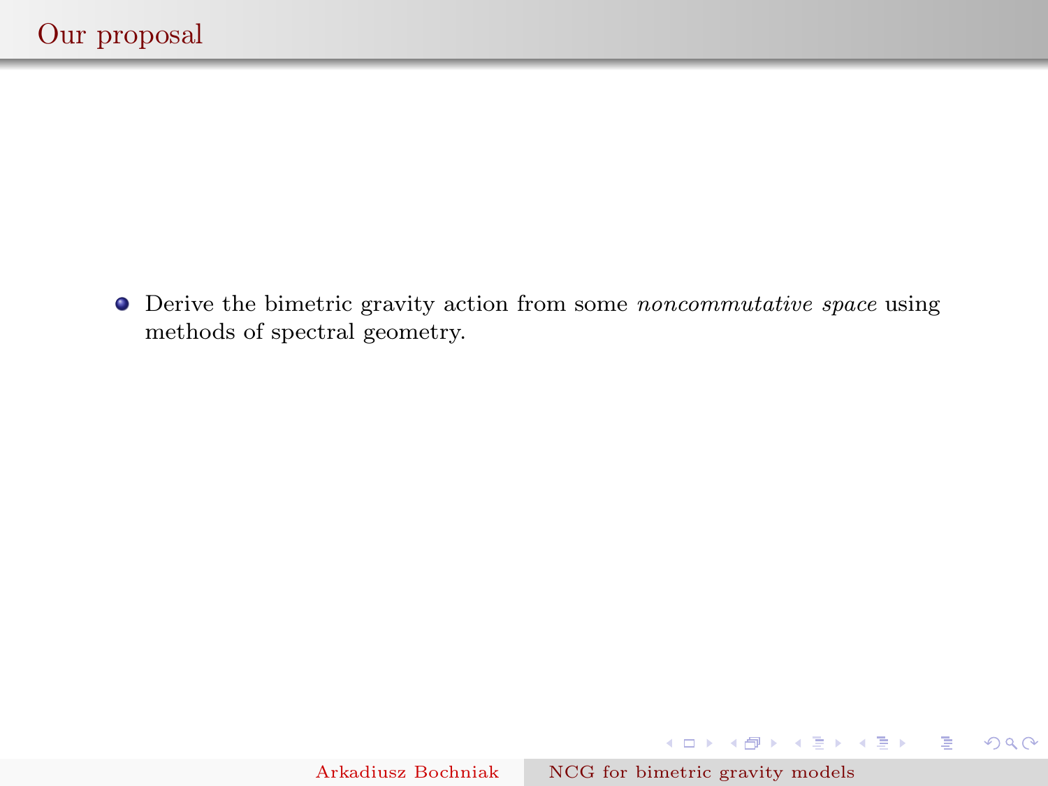## Our proposal

- Derive the bimetric gravity action from some *noncommutative space* using methods of spectral geometry.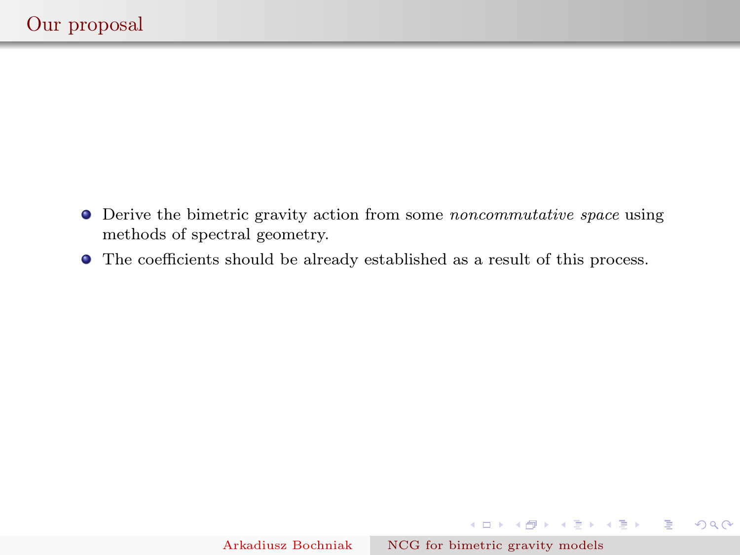## Our proposal

- Derive the bimetric gravity action from some *noncommutative space* using methods of spectral geometry.
- The coefficients should be already established as a result of this process.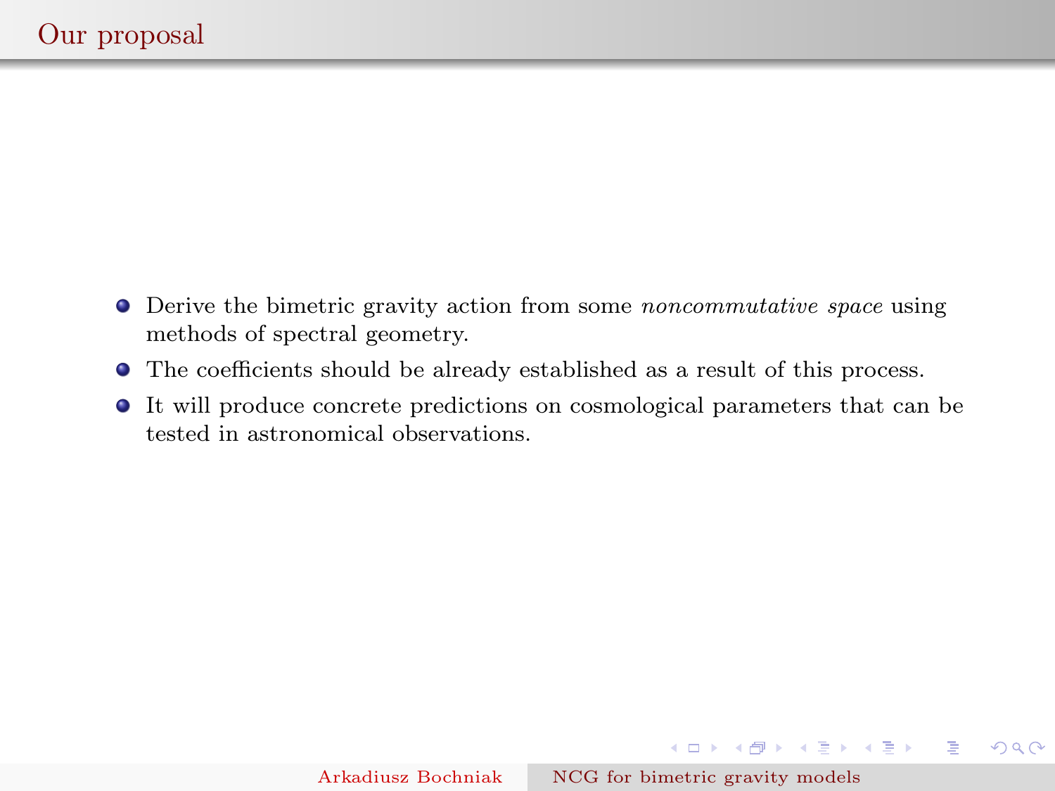# Our proposal

- Derive the bimetric gravity action from some *noncommutative space* using methods of spectral geometry.
- The coefficients should be already established as a result of this process.
- It will produce concrete predictions on cosmological parameters that can be tested in astronomical observations.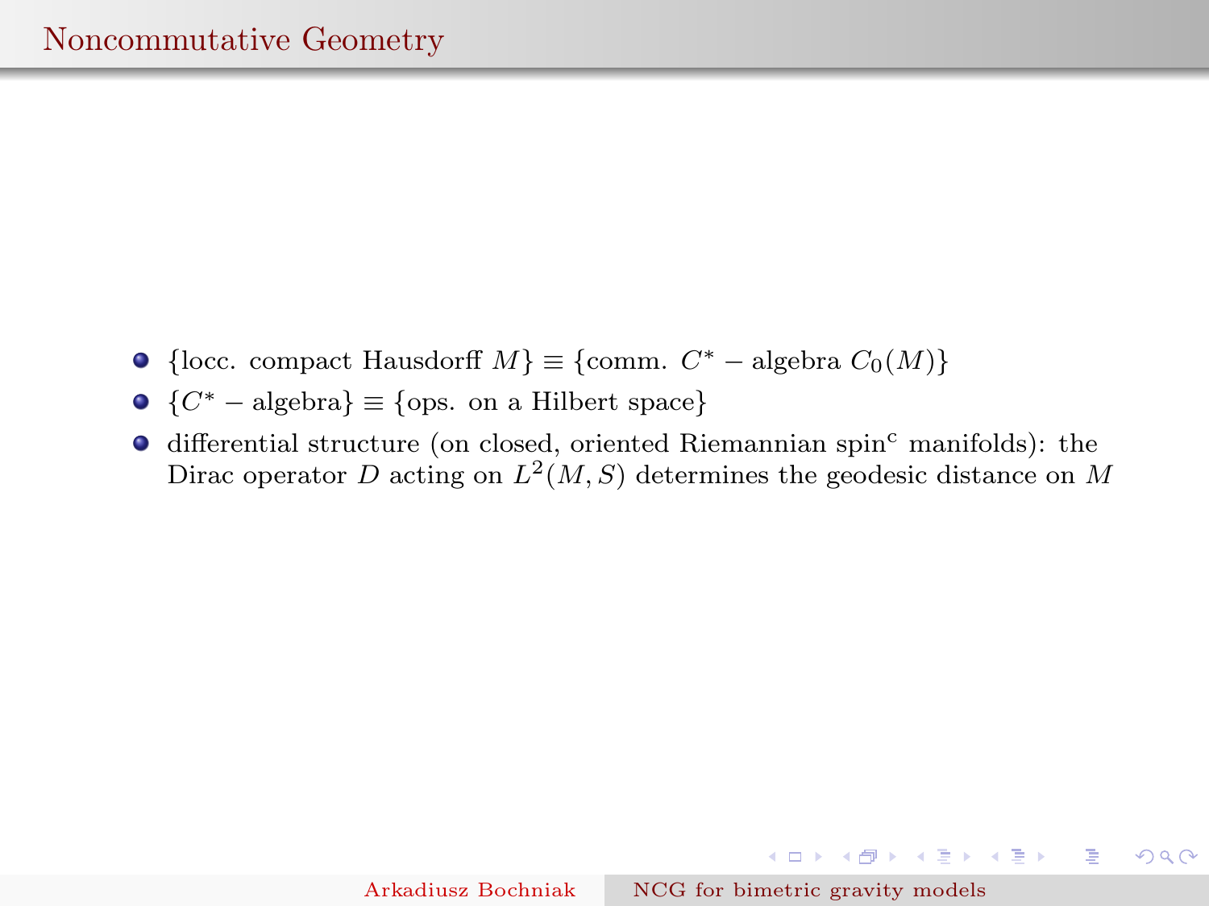# Noncommutative Geometry

- $\{$locc. compact Hausdorff $M\} \equiv \{$comm. $C^* -$ algebra $C_0(M)\}$
- $\{C^* -$ algebra$\} \equiv \{$ops. on a Hilbert space$\}$
- differential structure (on closed, oriented Riemannian spin$^{\mathrm{c}}$ manifolds): the Dirac operator $D$ acting on $L^2(M, S)$ determines the geodesic distance on $M$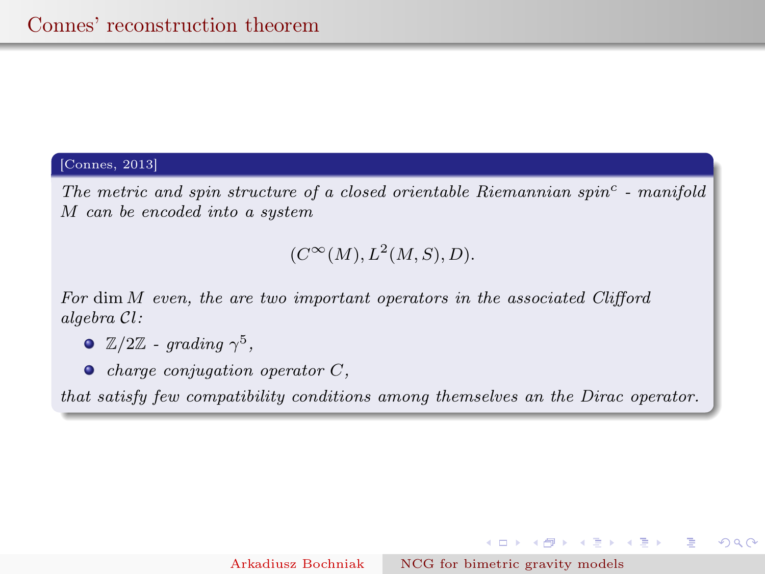# Connes' reconstruction theorem

**[Connes, 2013]**

*The metric and spin structure of a closed orientable Riemannian spin$^c$ - manifold $M$ can be encoded into a system*

$$(C^\infty(M), L^2(M, S), D).$$

*For $\dim M$ even, the are two important operators in the associated Clifford algebra $\mathcal{C}l$:*

- *$\mathbb{Z}/2\mathbb{Z}$ - grading $\gamma^5$,*
- *charge conjugation operator $C$,*

*that satisfy few compatibility conditions among themselves an the Dirac operator.*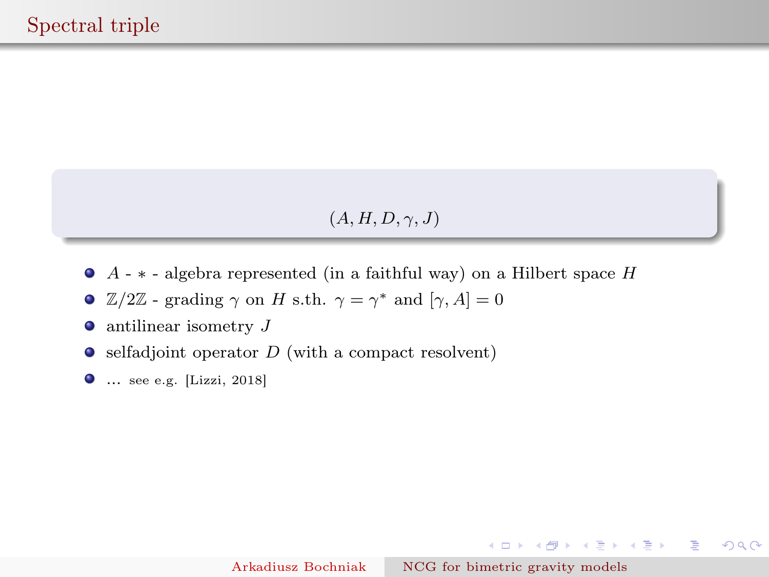# Spectral triple

$$(A, H, D, \gamma, J)$$

- $A$ - $*$ - algebra represented (in a faithful way) on a Hilbert space $H$
- $\mathbb{Z}/2\mathbb{Z}$ - grading $\gamma$ on $H$ s.th. $\gamma = \gamma^*$ and $[\gamma, A] = 0$
- antilinear isometry $J$
- selfadjoint operator $D$ (with a compact resolvent)
- ... see e.g. [Lizzi, 2018]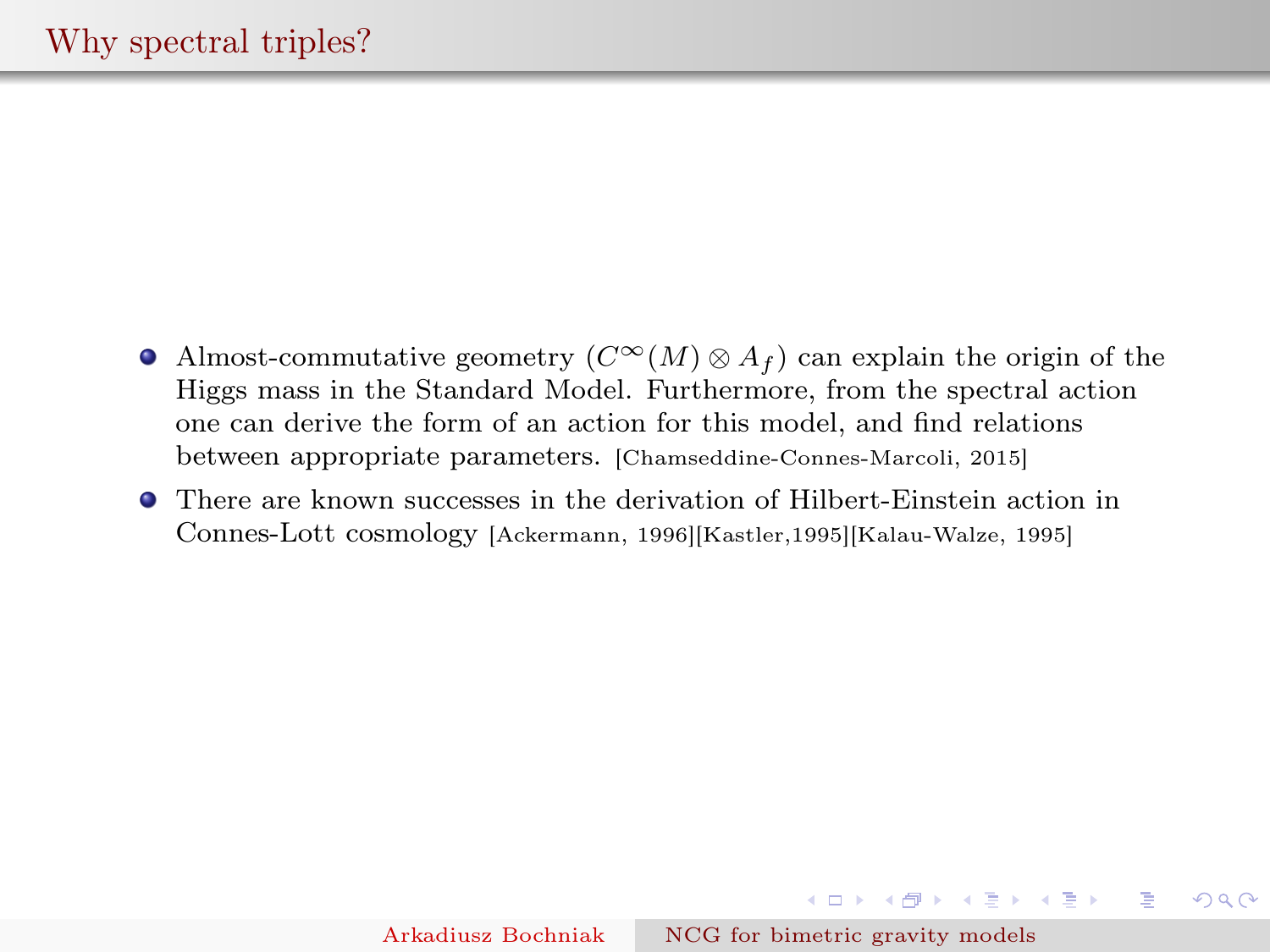# Why spectral triples?

- Almost-commutative geometry ($C^\infty(M) \otimes A_f$) can explain the origin of the Higgs mass in the Standard Model. Furthermore, from the spectral action one can derive the form of an action for this model, and find relations between appropriate parameters. [Chamseddine-Connes-Marcoli, 2015]
- There are known successes in the derivation of Hilbert-Einstein action in Connes-Lott cosmology [Ackermann, 1996][Kastler,1995][Kalau-Walze, 1995]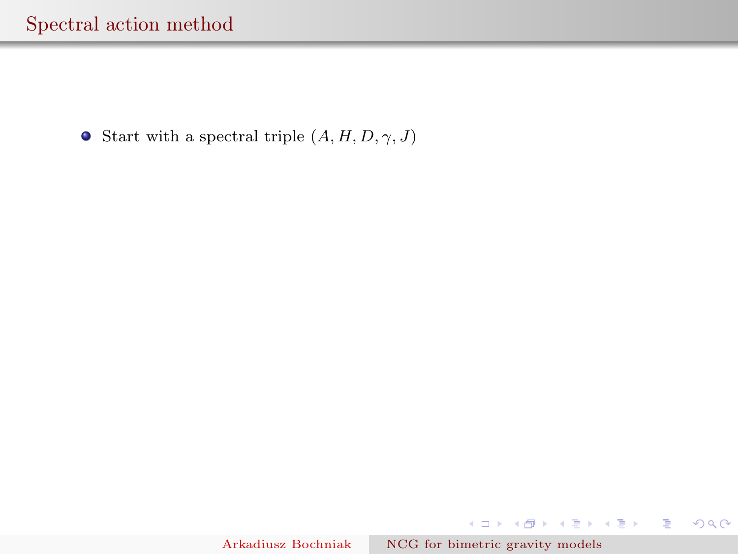# Spectral action method

- Start with a spectral triple $(A, H, D, \gamma, J)$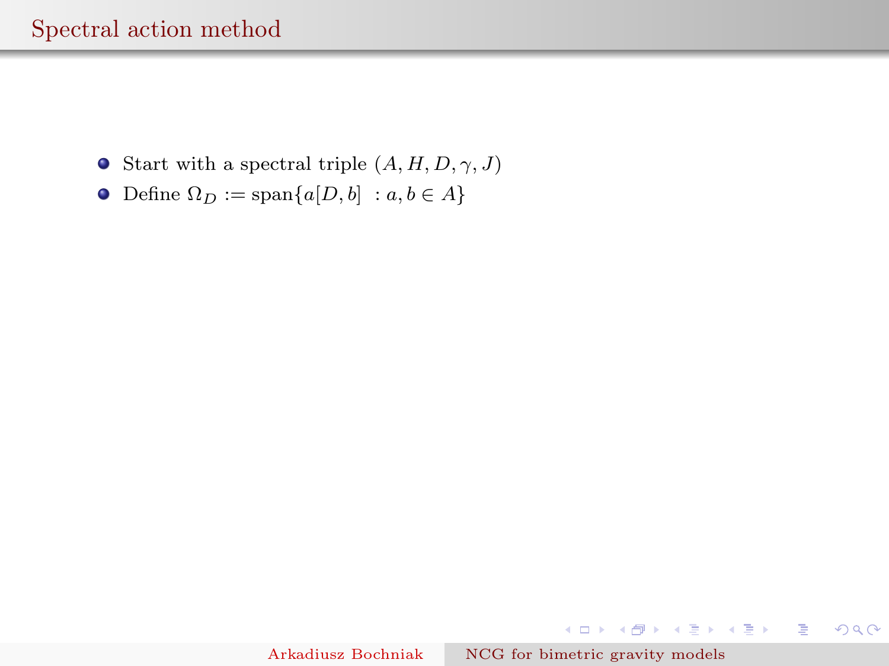## Spectral action method

- Start with a spectral triple $(A, H, D, \gamma, J)$
- Define $\Omega_D := \text{span}\{a[D, b] \ : a, b \in A\}$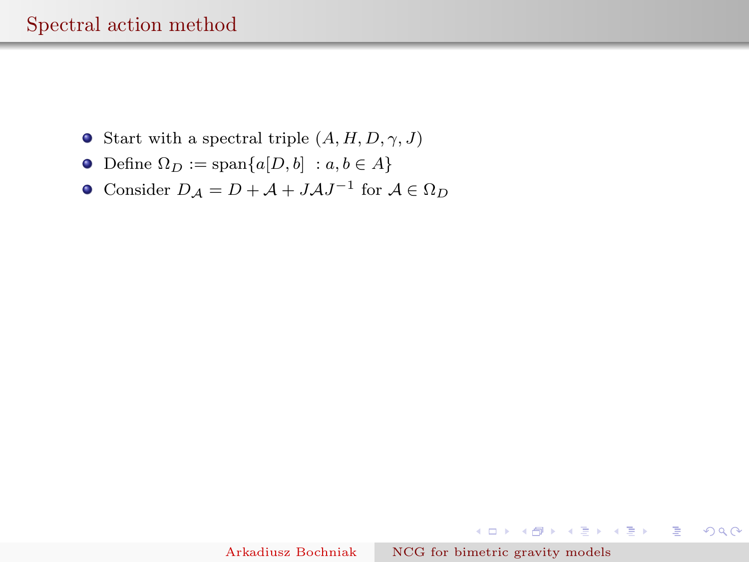## Spectral action method

- Start with a spectral triple $(A, H, D, \gamma, J)$
- Define $\Omega_D := \text{span}\{a[D, b] \ : a, b \in A\}$
- Consider $D_{\mathcal{A}} = D + \mathcal{A} + J\mathcal{A}J^{-1}$ for $\mathcal{A} \in \Omega_D$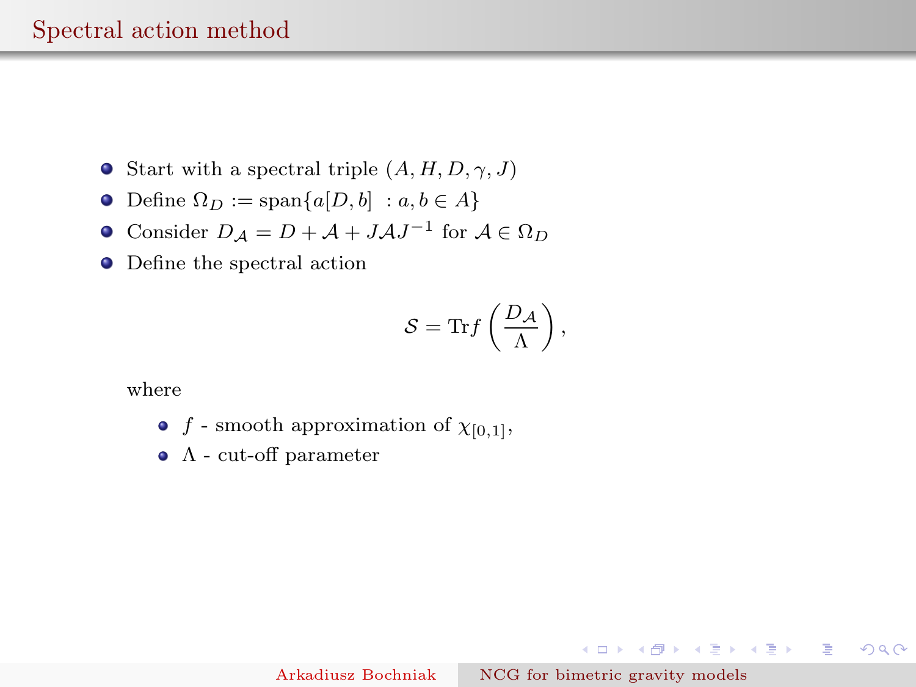# Spectral action method

- Start with a spectral triple $(A, H, D, \gamma, J)$
- Define $\Omega_D := \text{span}\{a[D, b] \ : a, b \in A\}$
- Consider $D_{\mathcal{A}} = D + \mathcal{A} + J\mathcal{A}J^{-1}$ for $\mathcal{A} \in \Omega_D$
- Define the spectral action

$$\mathcal{S} = \text{Tr} f\left(\frac{D_{\mathcal{A}}}{\Lambda}\right),$$

where

- $f$ - smooth approximation of $\chi_{[0,1]}$,
- $\Lambda$ - cut-off parameter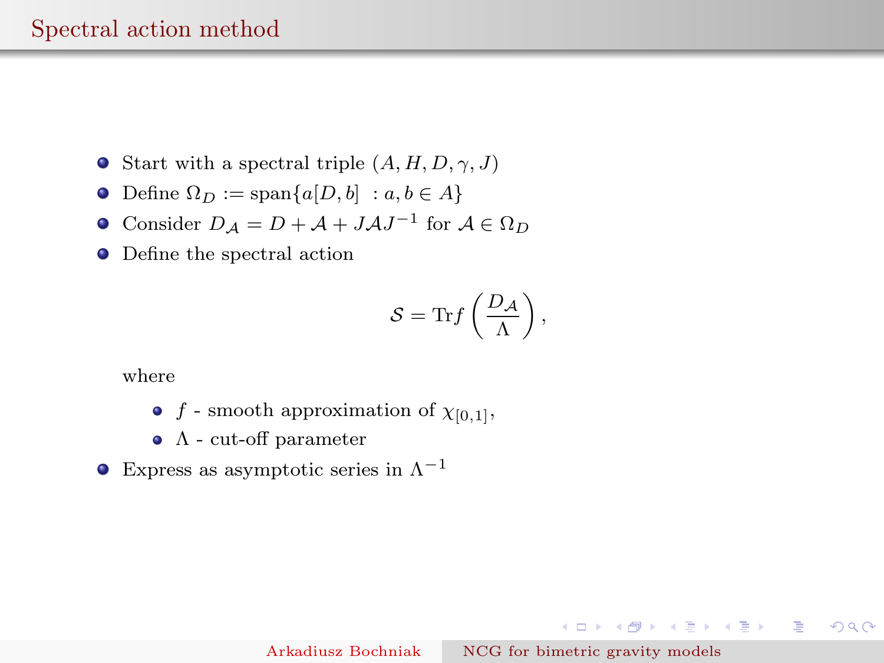# Spectral action method

- Start with a spectral triple $(A, H, D, \gamma, J)$
- Define $\Omega_D := \text{span}\{a[D, b] \;\; : a, b \in A\}$
- Consider $D_{\mathcal{A}} = D + \mathcal{A} + J\mathcal{A}J^{-1}$ for $\mathcal{A} \in \Omega_D$
- Define the spectral action

$$\mathcal{S} = \text{Tr} f\left(\frac{D_{\mathcal{A}}}{\Lambda}\right),$$

  where

  - $f$ - smooth approximation of $\chi_{[0,1]}$,
  - $\Lambda$ - cut-off parameter

- Express as asymptotic series in $\Lambda^{-1}$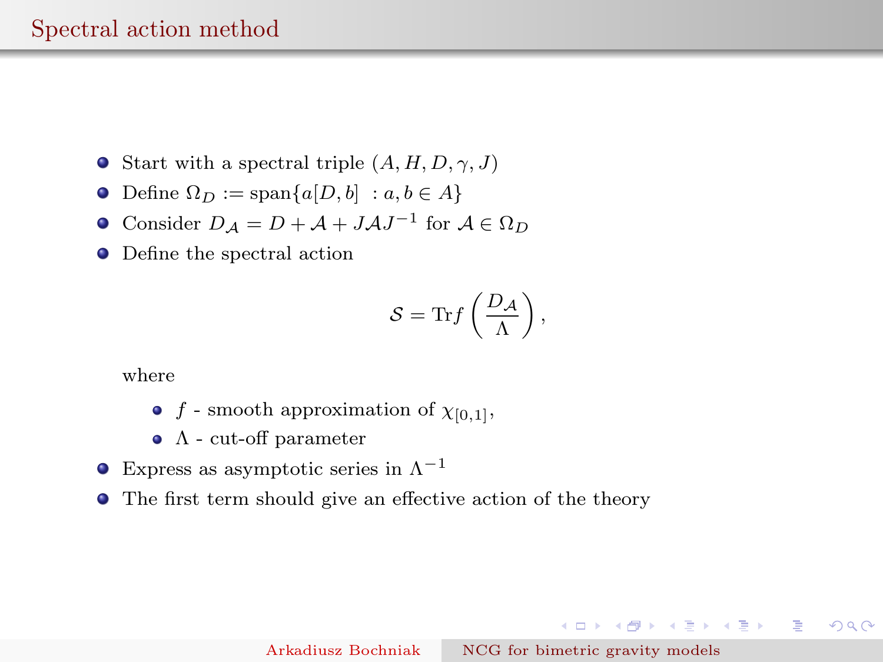# Spectral action method

- Start with a spectral triple $(A, H, D, \gamma, J)$
- Define $\Omega_D := \text{span}\{a[D, b] \ : a, b \in A\}$
- Consider $D_{\mathcal{A}} = D + \mathcal{A} + J\mathcal{A}J^{-1}$ for $\mathcal{A} \in \Omega_D$
- Define the spectral action

$$\mathcal{S} = \text{Tr} f\left(\frac{D_{\mathcal{A}}}{\Lambda}\right),$$

  where

  - $f$ - smooth approximation of $\chi_{[0,1]}$,
  - $\Lambda$ - cut-off parameter

- Express as asymptotic series in $\Lambda^{-1}$
- The first term should give an effective action of the theory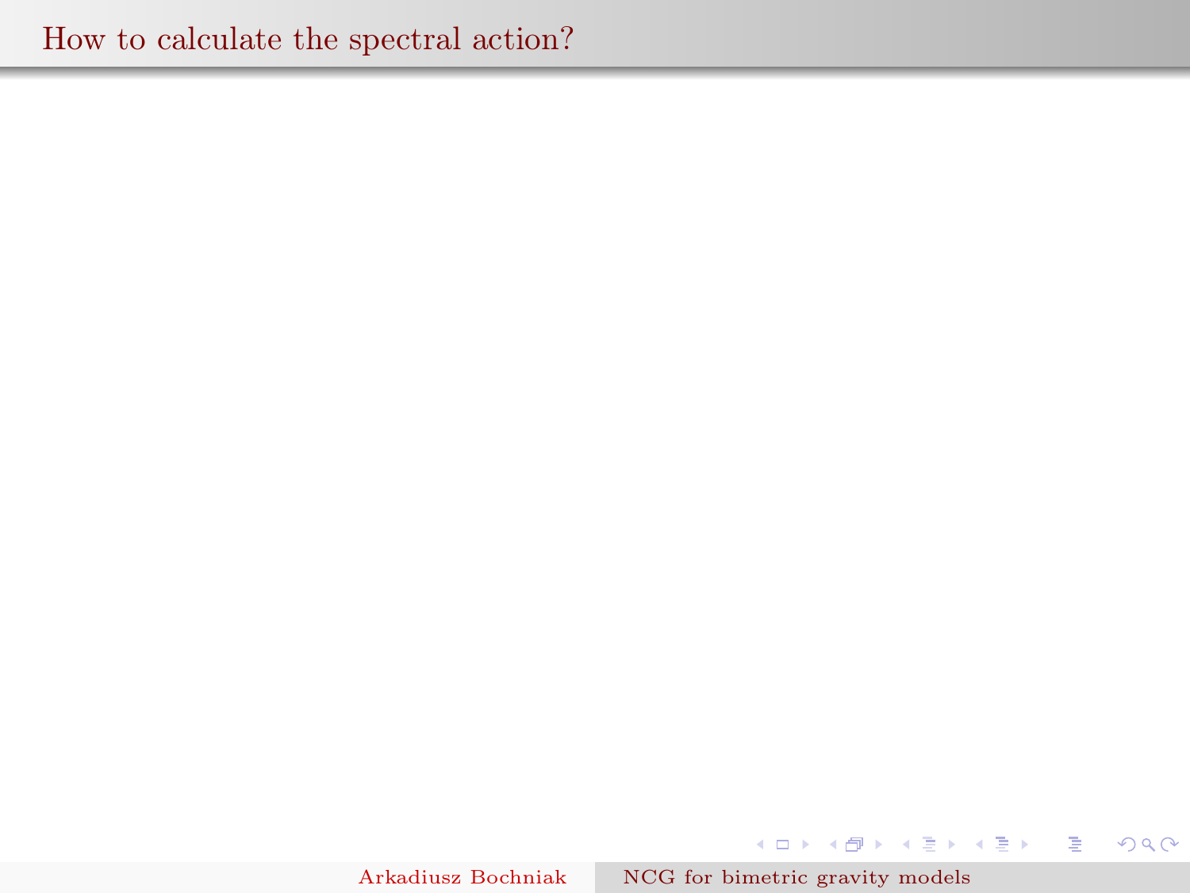# How to calculate the spectral action?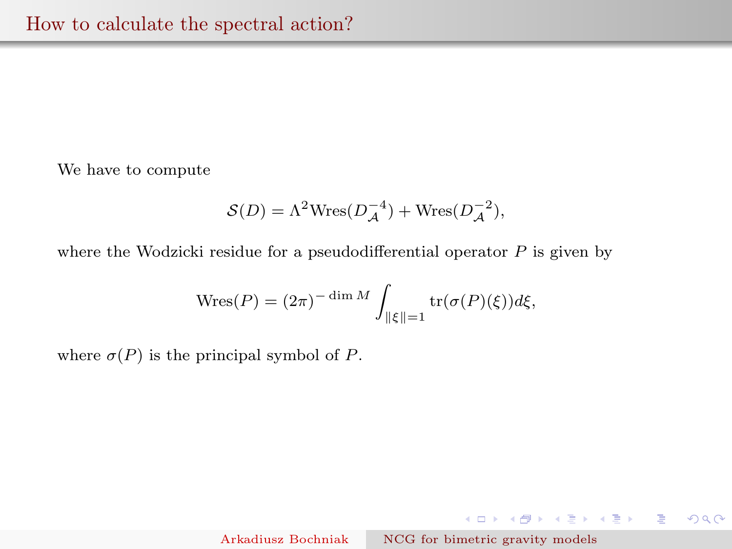## How to calculate the spectral action?

We have to compute

$$\mathcal{S}(D) = \Lambda^2 \mathrm{Wres}(D_{\mathcal{A}}^{-4}) + \mathrm{Wres}(D_{\mathcal{A}}^{-2}),$$

where the Wodzicki residue for a pseudodifferential operator $P$ is given by

$$\mathrm{Wres}(P) = (2\pi)^{-\dim M} \int_{\|\xi\|=1} \mathrm{tr}(\sigma(P)(\xi)) d\xi,$$

where $\sigma(P)$ is the principal symbol of $P$.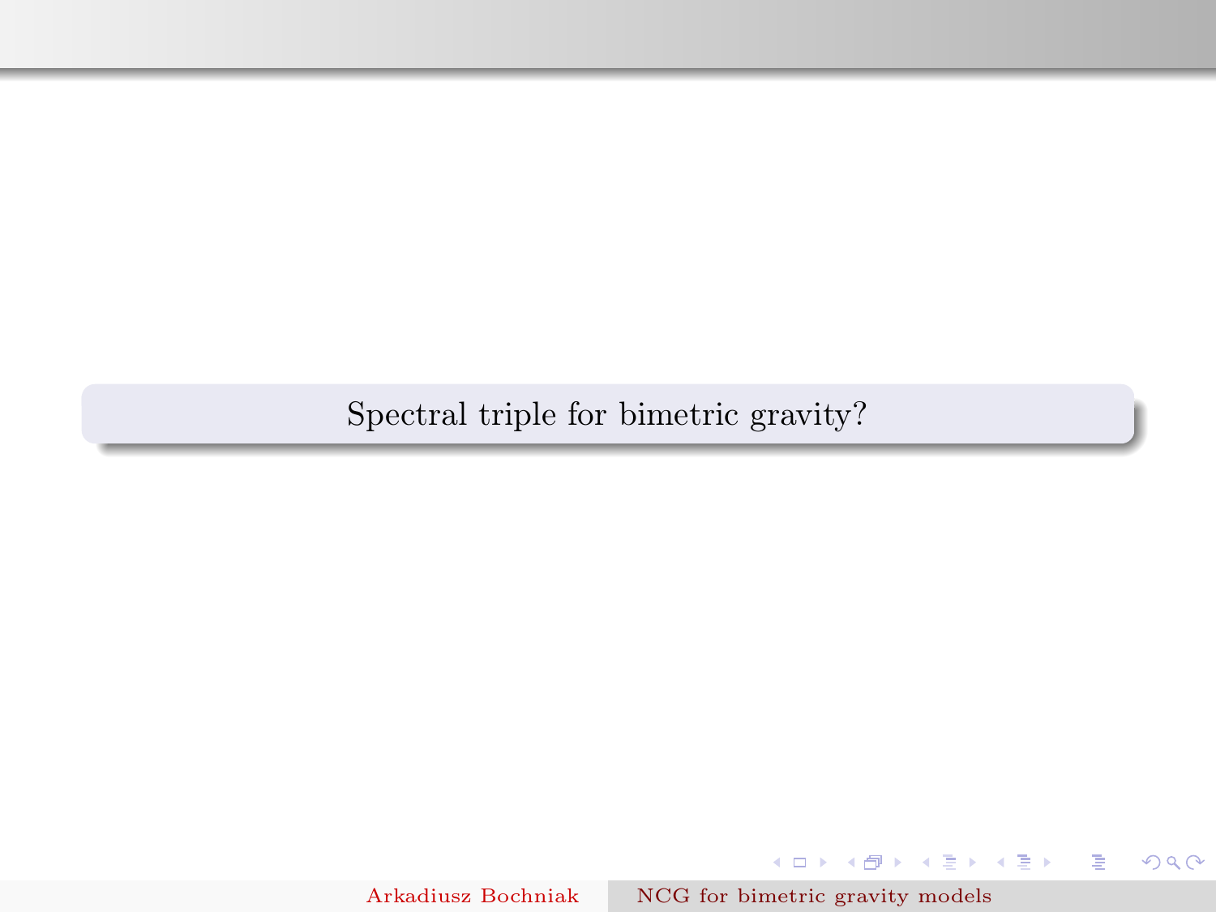Spectral triple for bimetric gravity?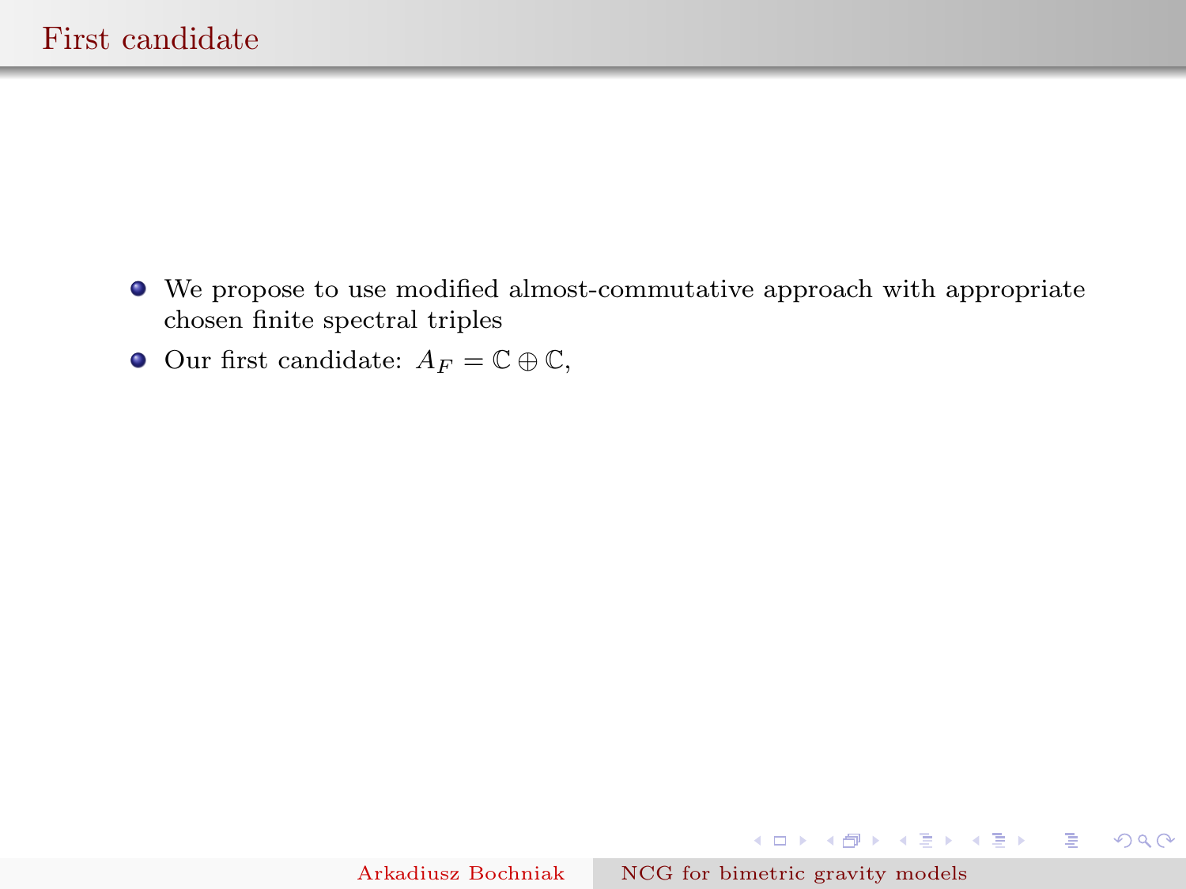# First candidate

- We propose to use modified almost-commutative approach with appropriate chosen finite spectral triples
- Our first candidate: $A_F = \mathbb{C} \oplus \mathbb{C}$,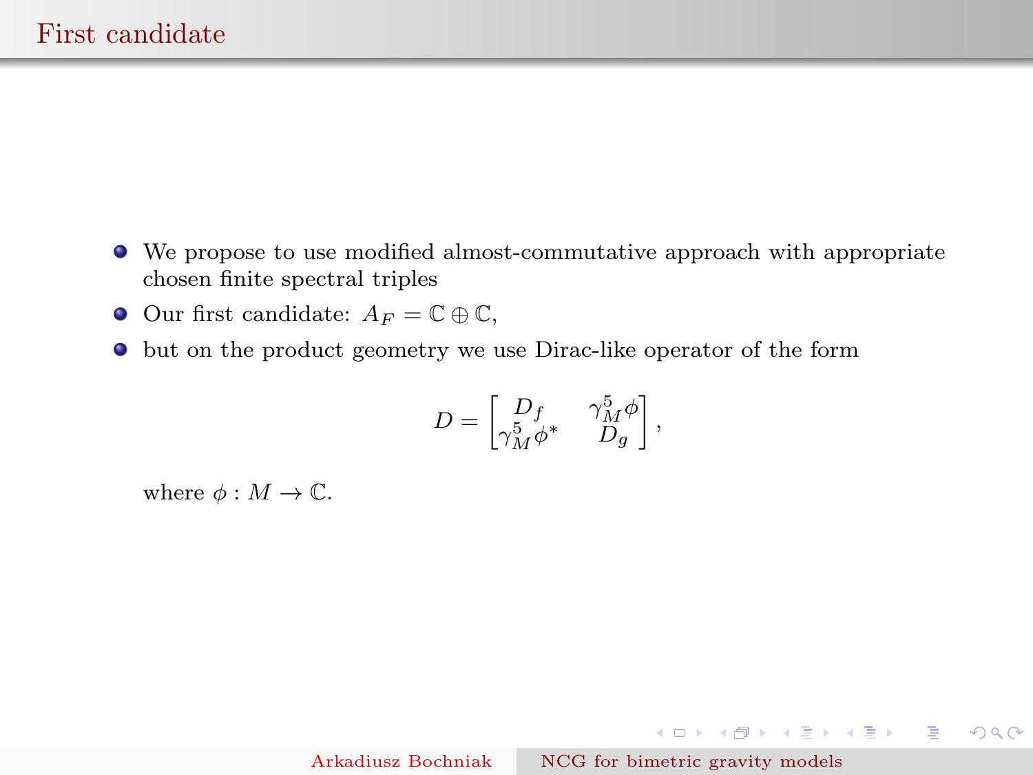# First candidate

- We propose to use modified almost-commutative approach with appropriate chosen finite spectral triples
- Our first candidate: $A_F = \mathbb{C} \oplus \mathbb{C}$,
- but on the product geometry we use Dirac-like operator of the form

$$D = \begin{bmatrix} D_f & \gamma_M^5 \phi \\ \gamma_M^5 \phi^* & D_g \end{bmatrix},$$

  where $\phi : M \to \mathbb{C}$.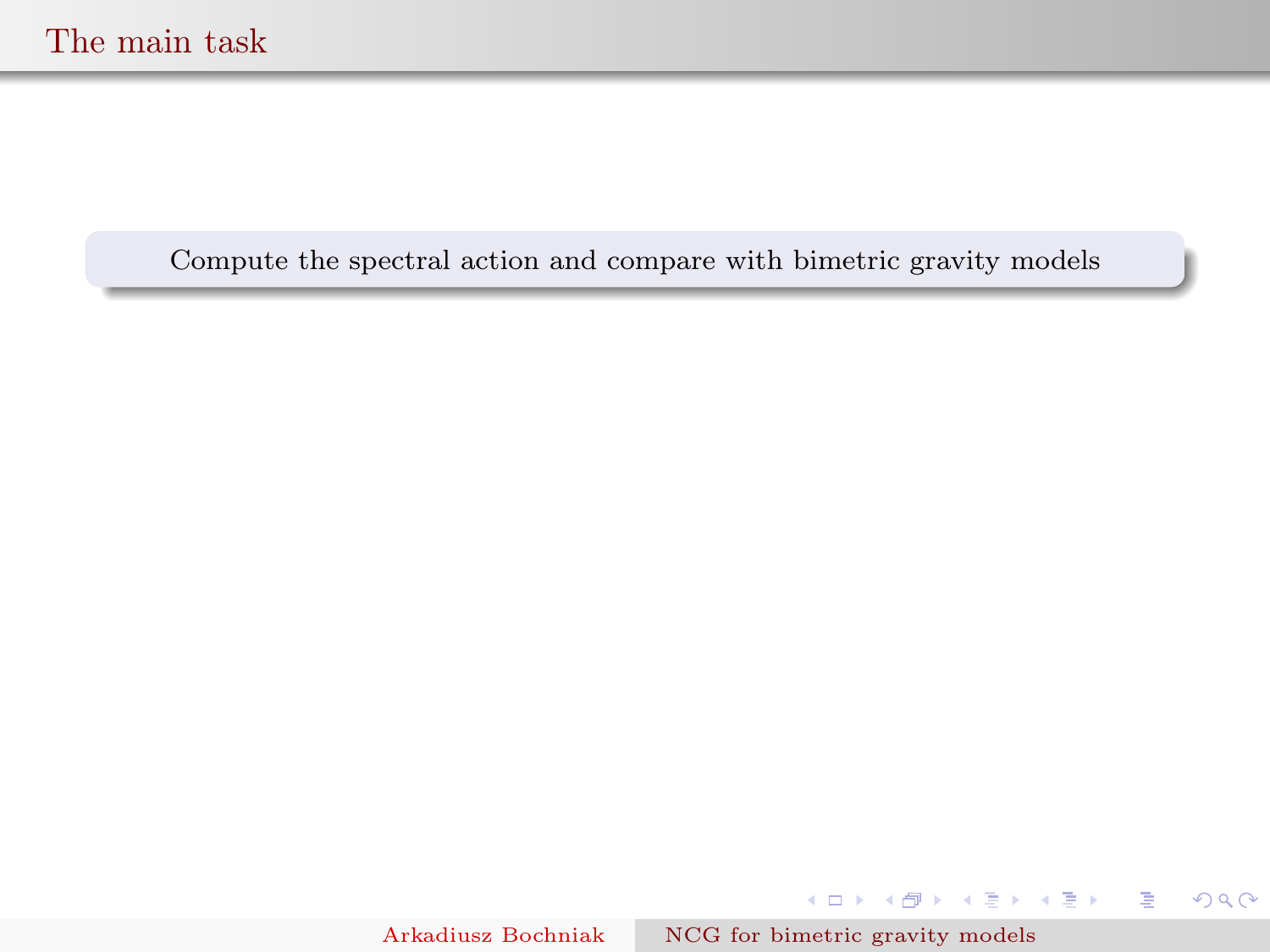## The main task

Compute the spectral action and compare with bimetric gravity models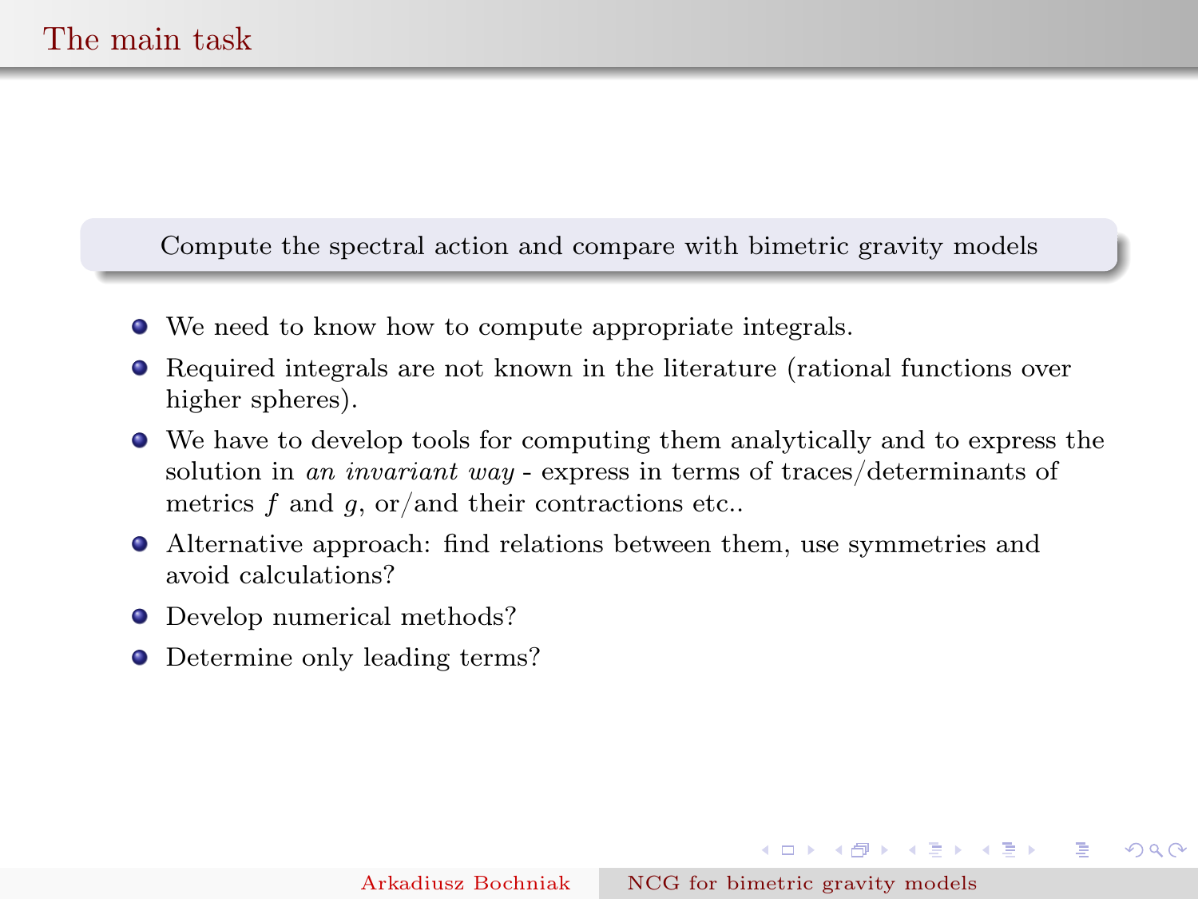# The main task

**Compute the spectral action and compare with bimetric gravity models**

- We need to know how to compute appropriate integrals.
- Required integrals are not known in the literature (rational functions over higher spheres).
- We have to develop tools for computing them analytically and to express the solution in *an invariant way* - express in terms of traces/determinants of metrics $f$ and $g$, or/and their contractions etc..
- Alternative approach: find relations between them, use symmetries and avoid calculations?
- Develop numerical methods?
- Determine only leading terms?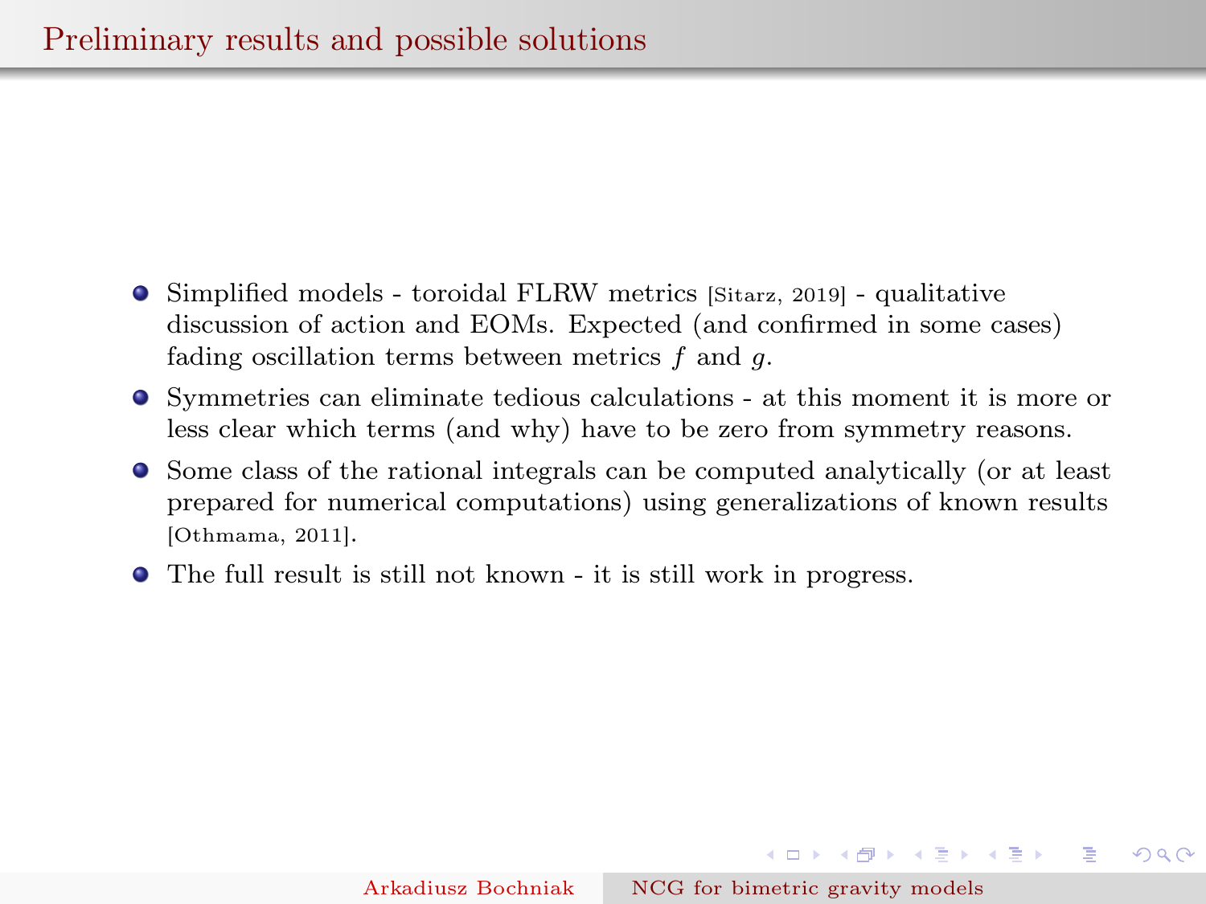# Preliminary results and possible solutions

- Simplified models - toroidal FLRW metrics [Sitarz, 2019] - qualitative discussion of action and EOMs. Expected (and confirmed in some cases) fading oscillation terms between metrics $f$ and $g$.
- Symmetries can eliminate tedious calculations - at this moment it is more or less clear which terms (and why) have to be zero from symmetry reasons.
- Some class of the rational integrals can be computed analytically (or at least prepared for numerical computations) using generalizations of known results [Othmama, 2011].
- The full result is still not known - it is still work in progress.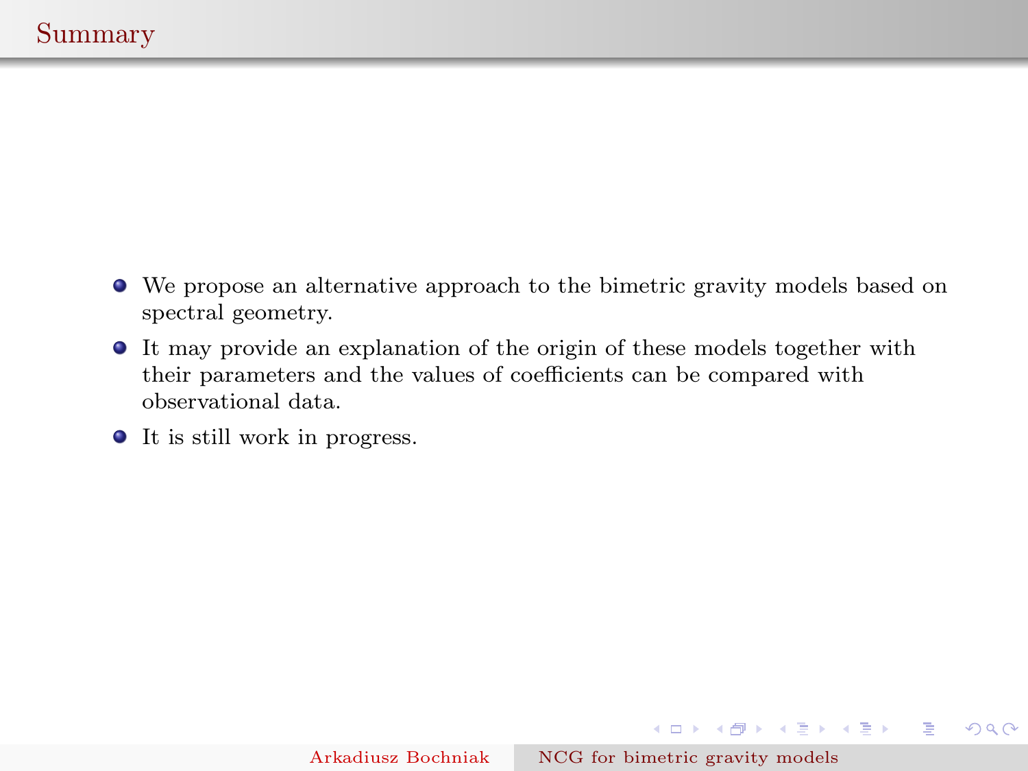## Summary

- We propose an alternative approach to the bimetric gravity models based on spectral geometry.
- It may provide an explanation of the origin of these models together with their parameters and the values of coefficients can be compared with observational data.
- It is still work in progress.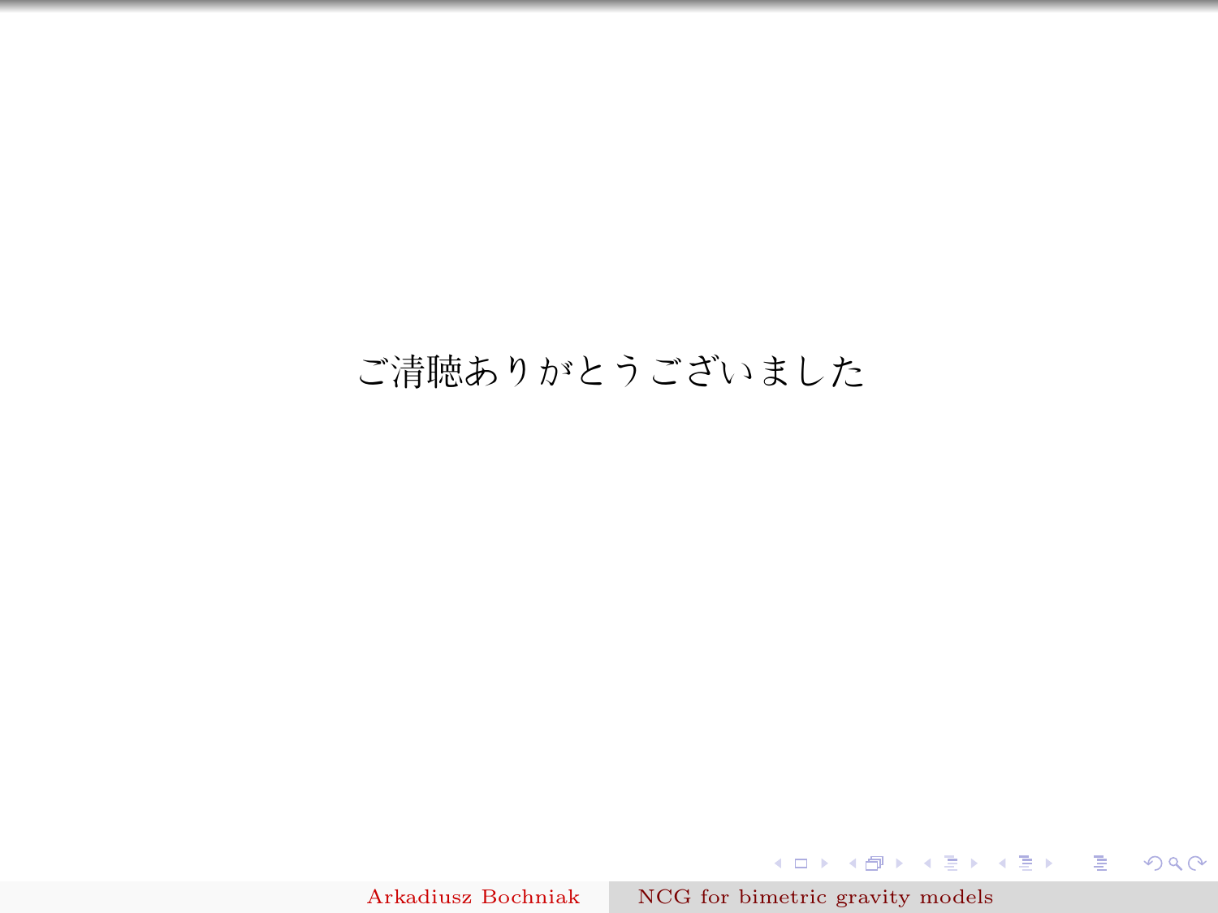ご清聴ありがとうございました